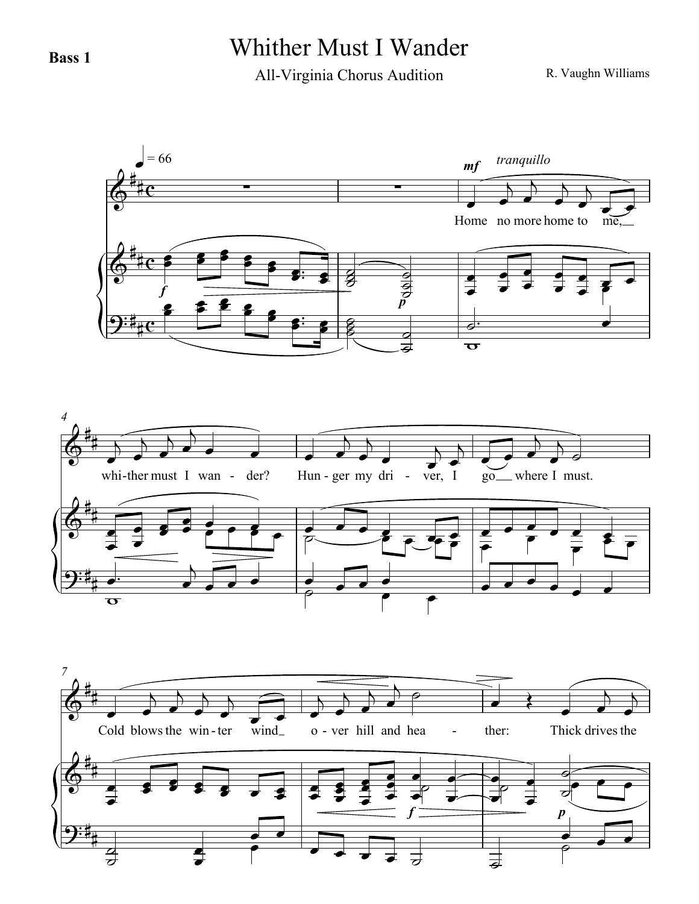**Bass 1**

# Whither Must I Wander

All-Virginia Chorus Audition

R. Vaughn Williams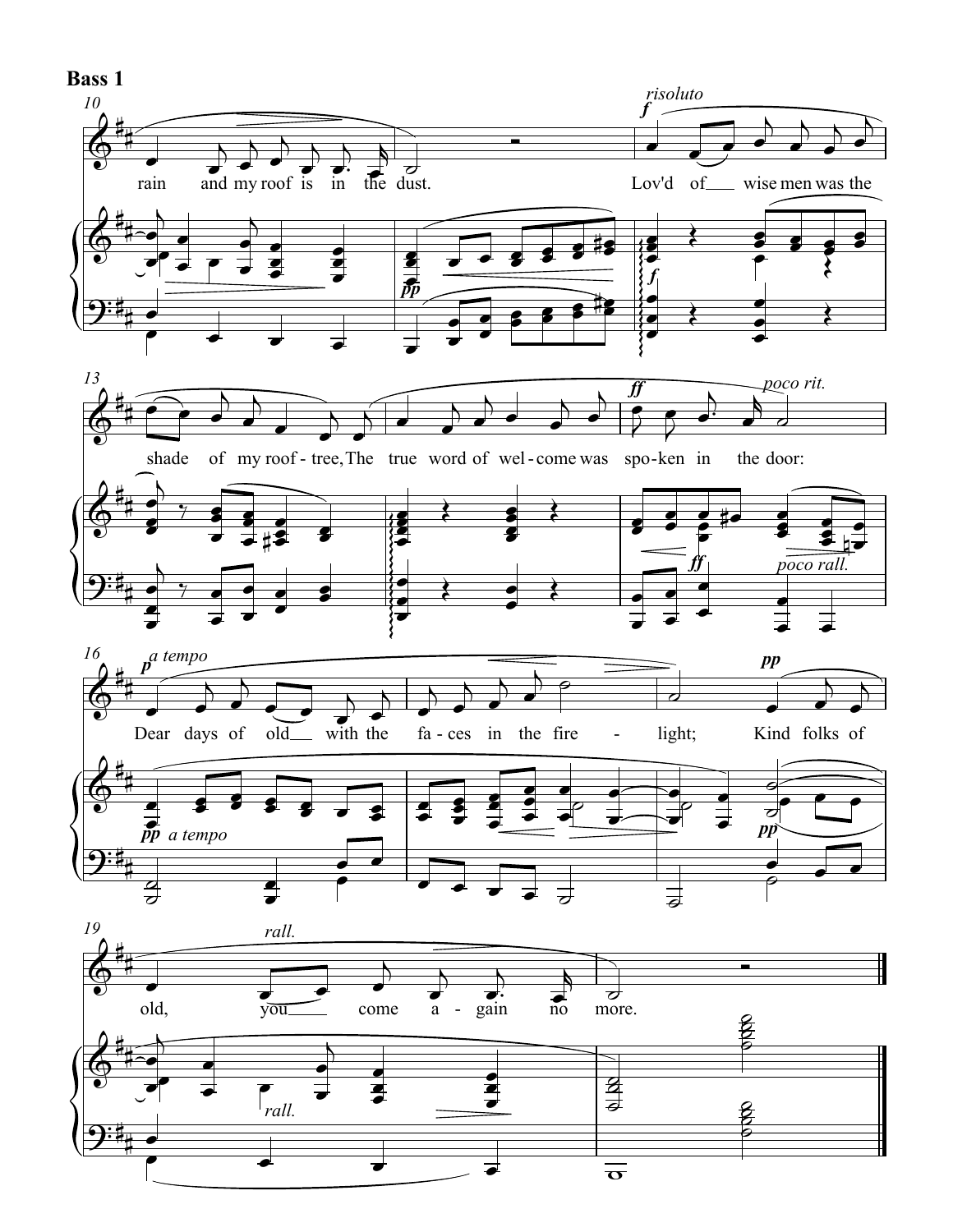**Bass 1**

rain and my roof is in the dust. Lov'd of wise men was the shade of my roof-tree, The true word of welcome was spoken in the door: Dear days of old with the faces in the fire-light; Kind folks of old, you come again no more.